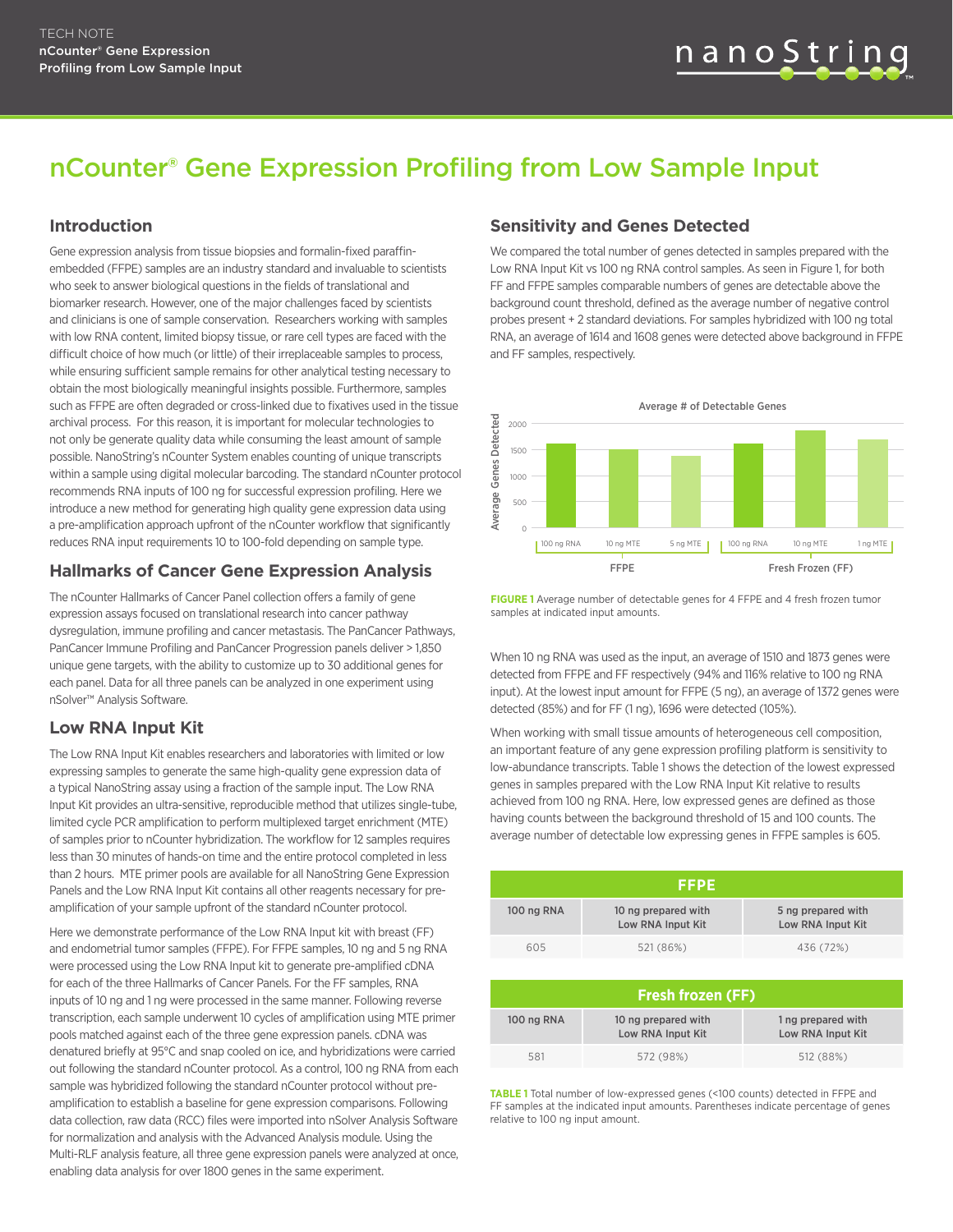# nCounter® Gene Expression Profiling from Low Sample Input

## Introduction

Gene expression analysis from tissue biopsies and formalin-fixed paraffin-embedded (FFPE) samples are an industry standard and invaluable to scientists who seek to answer biological questions in the fields of translational and biomarker research. However, one of the major challenges faced by scientists and clinicians is one of sample conservation. Researchers working with samples with low RNA content, limited biopsy tissue, or rare cell types are faced with the difficult choice of how much (or little) of their irreplaceable samples to process, while ensuring sufficient sample remains for other analytical testing necessary to obtain the most biologically meaningful insights possible. Furthermore, samples such as FFPE are often degraded or cross-linked due to fixatives used in the tissue archival process. For this reason, it is important for molecular technologies to not only be generate quality data while consuming the least amount of sample possible. NanoString's nCounter System enables counting of unique transcripts within a sample using digital molecular barcoding. The standard nCounter protocol recommends RNA inputs of 100 ng for successful expression profiling. Here we introduce a new method for generating high quality gene expression data using a pre-amplification approach upfront of the nCounter workflow that significantly reduces RNA input requirements 10 to 100-fold depending on sample type.

## Hallmarks of Cancer Gene Expression Analysis

The nCounter Hallmarks of Cancer Panel collection offers a family of gene expression assays focused on translational research into cancer pathway dysregulation, immune profiling and cancer metastasis. The PanCancer Pathways, PanCancer Immune Profiling and PanCancer Progression panels deliver > 1,850 unique gene targets, with the ability to customize up to 30 additional genes for each panel. Data for all three panels can be analyzed in one experiment using nSolver™ Analysis Software.

## Low RNA Input Kit

The Low RNA Input Kit enables researchers and laboratories with limited or low expressing samples to generate the same high-quality gene expression data of a typical NanoString assay using a fraction of the sample input. The Low RNA Input Kit provides an ultra-sensitive, reproducible method that utilizes single-tube, limited cycle PCR amplification to perform multiplexed target enrichment (MTE) of samples prior to nCounter hybridization. The workflow for 12 samples requires less than 30 minutes of hands-on time and the entire protocol completed in less than 2 hours. MTE primer pools are available for all NanoString Gene Expression Panels and the Low RNA Input Kit contains all other reagents necessary for pre-amplification of your sample upfront of the standard nCounter protocol.

Here we demonstrate performance of the Low RNA Input kit with breast (FF) and endometrial tumor samples (FFPE). For FFPE samples, 10 ng and 5 ng RNA were processed using the Low RNA Input kit to generate pre-amplified cDNA for each of the three Hallmarks of Cancer Panels. For the FF samples, RNA inputs of 10 ng and 1 ng were processed in the same manner. Following reverse transcription, each sample underwent 10 cycles of amplification using MTE primer pools matched against each of the three gene expression panels. cDNA was denatured briefly at 95°C and snap cooled on ice, and hybridizations were carried out following the standard nCounter protocol. As a control, 100 ng RNA from each sample was hybridized following the standard nCounter protocol without pre-amplification to establish a baseline for gene expression comparisons. Following data collection, raw data (RCC) files were imported into nSolver Analysis Software for normalization and analysis with the Advanced Analysis module. Using the Multi-RLF analysis feature, all three gene expression panels were analyzed at once, enabling data analysis for over 1800 genes in the same experiment.

## Sensitivity and Genes Detected

We compared the total number of genes detected in samples prepared with the Low RNA Input Kit vs 100 ng RNA control samples. As seen in Figure 1, for both FF and FFPE samples comparable numbers of genes are detectable above the background count threshold, defined as the average number of negative control probes present + 2 standard deviations. For samples hybridized with 100 ng total RNA, an average of 1614 and 1608 genes were detected above background in FFPE and FF samples, respectively.

**FIGURE 1** Average number of detectable genes for 4 FFPE and 4 fresh frozen tumor samples at indicated input amounts.

When 10 ng RNA was used as the input, an average of 1510 and 1873 genes were detected from FFPE and FF respectively (94% and 116% relative to 100 ng RNA input). At the lowest input amount for FFPE (5 ng), an average of 1372 genes were detected (85%) and for FF (1 ng), 1696 were detected (105%).

When working with small tissue amounts of heterogeneous cell composition, an important feature of any gene expression profiling platform is sensitivity to low-abundance transcripts. Table 1 shows the detection of the lowest expressed genes in samples prepared with the Low RNA Input Kit relative to results achieved from 100 ng RNA. Here, low expressed genes are defined as those having counts between the background threshold of 15 and 100 counts. The average number of detectable low expressing genes in FFPE samples is 605.

| FFPE | | |
|---|---|---|
| 100 ng RNA | 10 ng prepared with Low RNA Input Kit | 5 ng prepared with Low RNA Input Kit |
| 605 | 521 (86%) | 436 (72%) |

| Fresh frozen (FF) | | |
|---|---|---|
| 100 ng RNA | 10 ng prepared with Low RNA Input Kit | 1 ng prepared with Low RNA Input Kit |
| 581 | 572 (98%) | 512 (88%) |

**TABLE 1** Total number of low-expressed genes (<100 counts) detected in FFPE and FF samples at the indicated input amounts. Parentheses indicate percentage of genes relative to 100 ng input amount.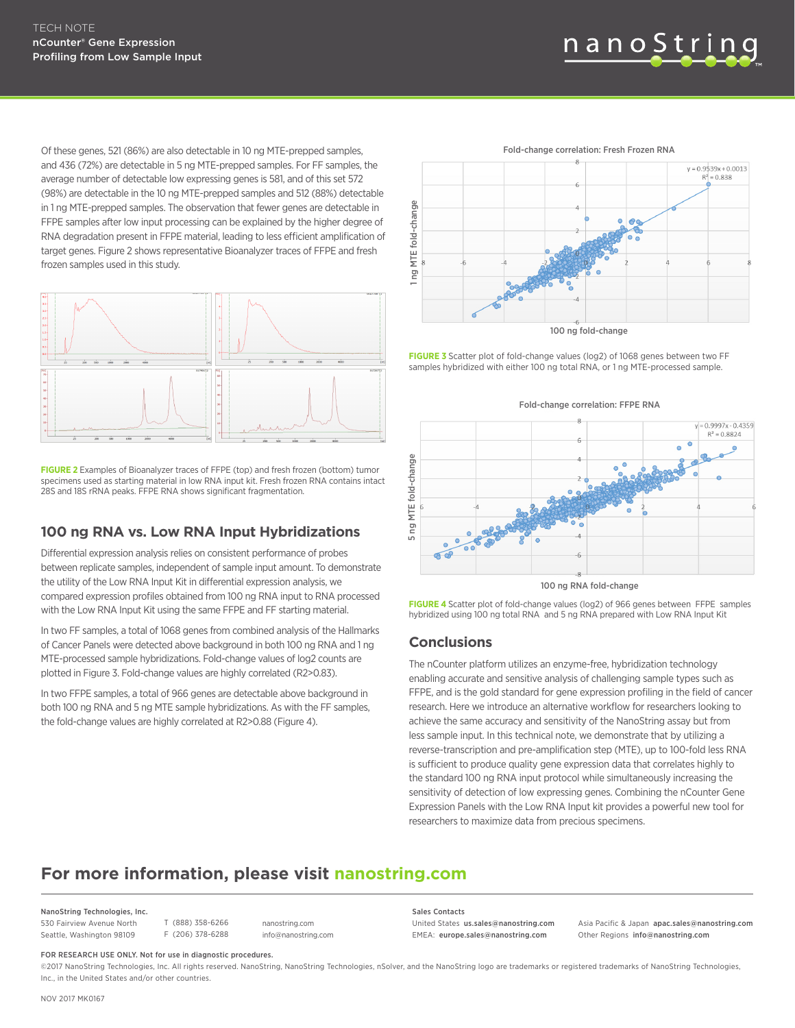Of these genes, 521 (86%) are also detectable in 10 ng MTE-prepped samples, and 436 (72%) are detectable in 5 ng MTE-prepped samples. For FF samples, the average number of detectable low expressing genes is 581, and of this set 572 (98%) are detectable in the 10 ng MTE-prepped samples and 512 (88%) detectable in 1 ng MTE-prepped samples. The observation that fewer genes are detectable in FFPE samples after low input processing can be explained by the higher degree of RNA degradation present in FFPE material, leading to less efficient amplification of target genes. Figure 2 shows representative Bioanalyzer traces of FFPE and fresh frozen samples used in this study.

**FIGURE 2** Examples of Bioanalyzer traces of FFPE (top) and fresh frozen (bottom) tumor specimens used as starting material in low RNA input kit. Fresh frozen RNA contains intact 28S and 18S rRNA peaks. FFPE RNA shows significant fragmentation.

## 100 ng RNA vs. Low RNA Input Hybridizations

Differential expression analysis relies on consistent performance of probes between replicate samples, independent of sample input amount. To demonstrate the utility of the Low RNA Input Kit in differential expression analysis, we compared expression profiles obtained from 100 ng RNA input to RNA processed with the Low RNA Input Kit using the same FFPE and FF starting material.

In two FF samples, a total of 1068 genes from combined analysis of the Hallmarks of Cancer Panels were detected above background in both 100 ng RNA and 1 ng MTE-processed sample hybridizations. Fold-change values of log2 counts are plotted in Figure 3. Fold-change values are highly correlated (R2>0.83).

In two FFPE samples, a total of 966 genes are detectable above background in both 100 ng RNA and 5 ng MTE sample hybridizations. As with the FF samples, the fold-change values are highly correlated at R2>0.88 (Figure 4).

Fold-change correlation: Fresh Frozen RNA

y = 0.9539x + 0.0013
$R^2$ = 0.838

1 ng MTE fold-change

100 ng fold-change

**FIGURE 3** Scatter plot of fold-change values (log2) of 1068 genes between two FF samples hybridized with either 100 ng total RNA, or 1 ng MTE-processed sample.

Fold-change correlation: FFPE RNA

y = 0.9997x - 0.4359
$R^2$ = 0.8824

5 ng MTE fold-change

100 ng RNA fold-change

**FIGURE 4** Scatter plot of fold-change values (log2) of 966 genes between FFPE samples hybridized using 100 ng total RNA and 5 ng RNA prepared with Low RNA Input Kit

## Conclusions

The nCounter platform utilizes an enzyme-free, hybridization technology enabling accurate and sensitive analysis of challenging sample types such as FFPE, and is the gold standard for gene expression profiling in the field of cancer research. Here we introduce an alternative workflow for researchers looking to achieve the same accuracy and sensitivity of the NanoString assay but from less sample input. In this technical note, we demonstrate that by utilizing a reverse-transcription and pre-amplification step (MTE), up to 100-fold less RNA is sufficient to produce quality gene expression data that correlates highly to the standard 100 ng RNA input protocol while simultaneously increasing the sensitivity of detection of low expressing genes. Combining the nCounter Gene Expression Panels with the Low RNA Input kit provides a powerful new tool for researchers to maximize data from precious specimens.

## For more information, please visit nanostring.com

**NanoString Technologies, Inc.**
530 Fairview Avenue North
Seattle, Washington 98109

T (888) 358-6266
F (206) 378-6288

nanostring.com
info@nanostring.com

**Sales Contacts**
United States **us.sales@nanostring.com**
EMEA: **europe.sales@nanostring.com**
Asia Pacific & Japan **apac.sales@nanostring.com**
Other Regions **info@nanostring.com**

**FOR RESEARCH USE ONLY. Not for use in diagnostic procedures.**

©2017 NanoString Technologies, Inc. All rights reserved. NanoString, NanoString Technologies, nSolver, and the NanoString logo are trademarks or registered trademarks of NanoString Technologies, Inc., in the United States and/or other countries.

NOV 2017 MK0167